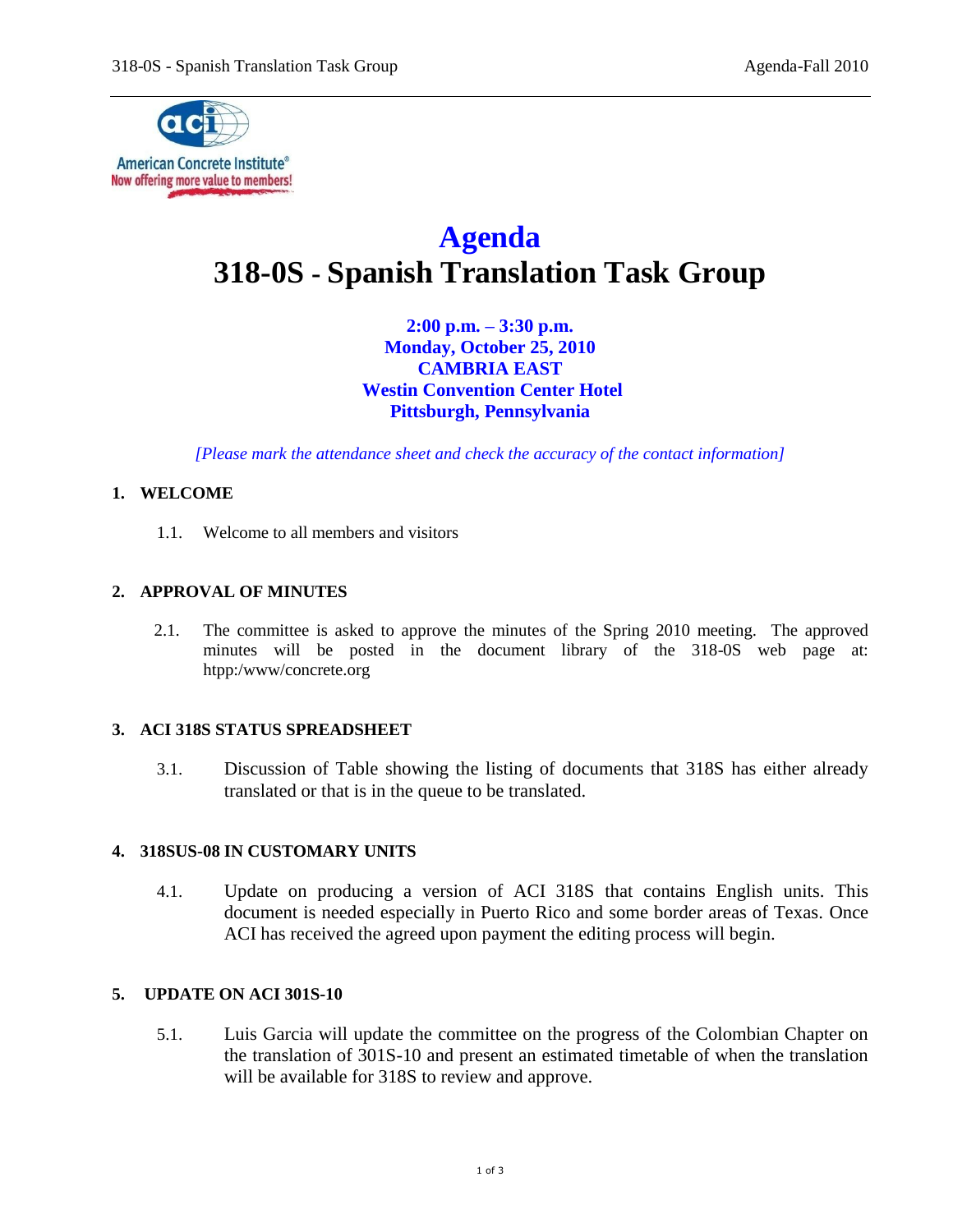# Agenda

# 318-0S - Spanish Translation Task Group

**2:00 p.m. – 3:30 p.m.**
**Monday, October 25, 2010**
**CAMBRIA EAST**
**Westin Convention Center Hotel**
**Pittsburgh, Pennsylvania**

*[Please mark the attendance sheet and check the accuracy of the contact information]*

## 1. WELCOME

1.1. Welcome to all members and visitors

## 2. APPROVAL OF MINUTES

2.1. The committee is asked to approve the minutes of the Spring 2010 meeting. The approved minutes will be posted in the document library of the 318-0S web page at: htpp:/www/concrete.org

## 3. ACI 318S STATUS SPREADSHEET

3.1. Discussion of Table showing the listing of documents that 318S has either already translated or that is in the queue to be translated.

## 4. 318SUS-08 IN CUSTOMARY UNITS

4.1. Update on producing a version of ACI 318S that contains English units. This document is needed especially in Puerto Rico and some border areas of Texas. Once ACI has received the agreed upon payment the editing process will begin.

## 5. UPDATE ON ACI 301S-10

5.1. Luis Garcia will update the committee on the progress of the Colombian Chapter on the translation of 301S-10 and present an estimated timetable of when the translation will be available for 318S to review and approve.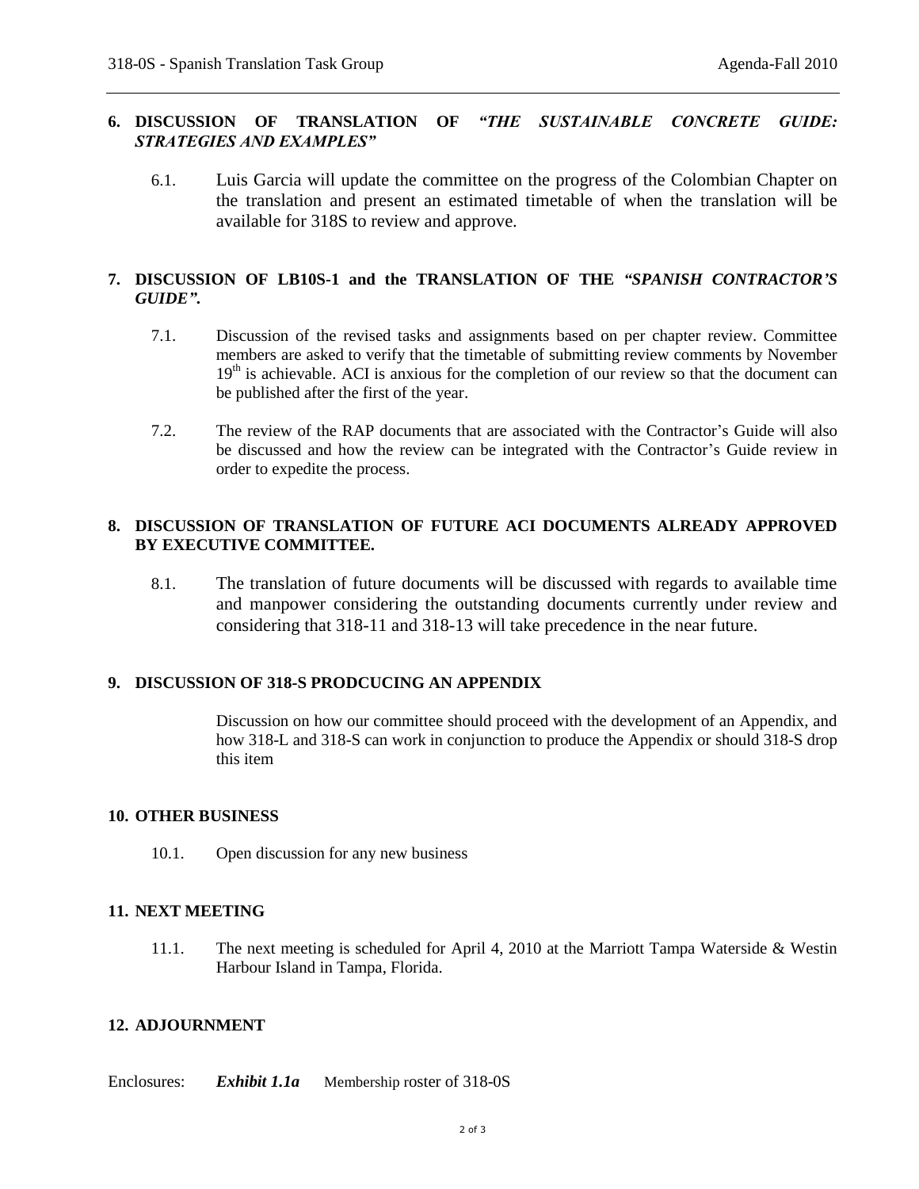**6. DISCUSSION OF TRANSLATION OF *"THE SUSTAINABLE CONCRETE GUIDE: STRATEGIES AND EXAMPLES"***

6.1. Luis Garcia will update the committee on the progress of the Colombian Chapter on the translation and present an estimated timetable of when the translation will be available for 318S to review and approve.

**7. DISCUSSION OF LB10S-1 and the TRANSLATION OF THE *"SPANISH CONTRACTOR'S GUIDE".***

7.1. Discussion of the revised tasks and assignments based on per chapter review. Committee members are asked to verify that the timetable of submitting review comments by November 19th is achievable. ACI is anxious for the completion of our review so that the document can be published after the first of the year.

7.2. The review of the RAP documents that are associated with the Contractor's Guide will also be discussed and how the review can be integrated with the Contractor's Guide review in order to expedite the process.

**8. DISCUSSION OF TRANSLATION OF FUTURE ACI DOCUMENTS ALREADY APPROVED BY EXECUTIVE COMMITTEE.**

8.1. The translation of future documents will be discussed with regards to available time and manpower considering the outstanding documents currently under review and considering that 318-11 and 318-13 will take precedence in the near future.

**9. DISCUSSION OF 318-S PRODCUCING AN APPENDIX**

Discussion on how our committee should proceed with the development of an Appendix, and how 318-L and 318-S can work in conjunction to produce the Appendix or should 318-S drop this item

**10. OTHER BUSINESS**

10.1. Open discussion for any new business

**11. NEXT MEETING**

11.1. The next meeting is scheduled for April 4, 2010 at the Marriott Tampa Waterside & Westin Harbour Island in Tampa, Florida.

**12. ADJOURNMENT**

Enclosures: ***Exhibit 1.1a*** Membership roster of 318-0S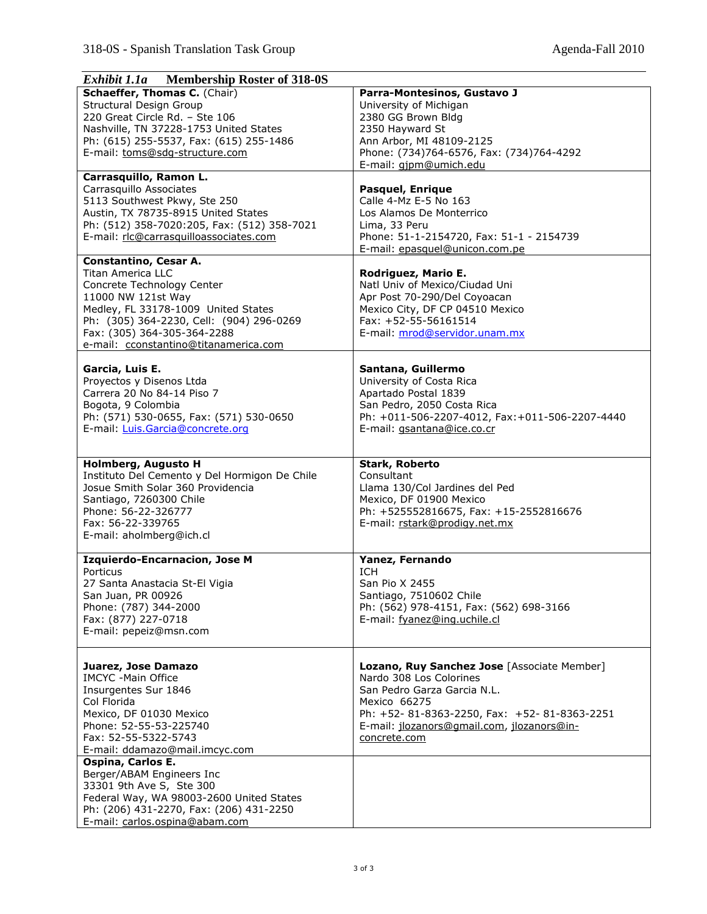*Exhibit 1.1a* **Membership Roster of 318-0S**

| | |
|---|---|
| **Schaeffer, Thomas C.** (Chair)<br>Structural Design Group<br>220 Great Circle Rd. – Ste 106<br>Nashville, TN 37228-1753 United States<br>Ph: (615) 255-5537, Fax: (615) 255-1486<br>E-mail: toms@sdg-structure.com | **Parra-Montesinos, Gustavo J**<br>University of Michigan<br>2380 GG Brown Bldg<br>2350 Hayward St<br>Ann Arbor, MI 48109-2125<br>Phone: (734)764-6576, Fax: (734)764-4292<br>E-mail: gjpm@umich.edu |
| **Carrasquillo, Ramon L.**<br>Carrasquillo Associates<br>5113 Southwest Pkwy, Ste 250<br>Austin, TX 78735-8915 United States<br>Ph: (512) 358-7020:205, Fax: (512) 358-7021<br>E-mail: rlc@carrasquilloassociates.com | **Pasquel, Enrique**<br>Calle 4-Mz E-5 No 163<br>Los Alamos De Monterrico<br>Lima, 33 Peru<br>Phone: 51-1-2154720, Fax: 51-1 - 2154739<br>E-mail: epasquel@unicon.com.pe |
| **Constantino, Cesar A.**<br>Titan America LLC<br>Concrete Technology Center<br>11000 NW 121st Way<br>Medley, FL 33178-1009 United States<br>Ph: (305) 364-2230, Cell: (904) 296-0269<br>Fax: (305) 364-305-364-2288<br>e-mail: cconstantino@titanamerica.com | **Rodriguez, Mario E.**<br>Natl Univ of Mexico/Ciudad Uni<br>Apr Post 70-290/Del Coyoacan<br>Mexico City, DF CP 04510 Mexico<br>Fax: +52-55-56161514<br>E-mail: mrod@servidor.unam.mx |
| **Garcia, Luis E.**<br>Proyectos y Disenos Ltda<br>Carrera 20 No 84-14 Piso 7<br>Bogota, 9 Colombia<br>Ph: (571) 530-0655, Fax: (571) 530-0650<br>E-mail: Luis.Garcia@concrete.org | **Santana, Guillermo**<br>University of Costa Rica<br>Apartado Postal 1839<br>San Pedro, 2050 Costa Rica<br>Ph: +011-506-2207-4012, Fax:+011-506-2207-4440<br>E-mail: gsantana@ice.co.cr |
| **Holmberg, Augusto H**<br>Instituto Del Cemento y Del Hormigon De Chile<br>Josue Smith Solar 360 Providencia<br>Santiago, 7260300 Chile<br>Phone: 56-22-326777<br>Fax: 56-22-339765<br>E-mail: aholmberg@ich.cl | **Stark, Roberto**<br>Consultant<br>Llama 130/Col Jardines del Ped<br>Mexico, DF 01900 Mexico<br>Ph: +525552816675, Fax: +15-2552816676<br>E-mail: rstark@prodigy.net.mx |
| **Izquierdo-Encarnacion, Jose M**<br>Porticus<br>27 Santa Anastacia St-El Vigia<br>San Juan, PR 00926<br>Phone: (787) 344-2000<br>Fax: (877) 227-0718<br>E-mail: pepeiz@msn.com | **Yanez, Fernando**<br>ICH<br>San Pio X 2455<br>Santiago, 7510602 Chile<br>Ph: (562) 978-4151, Fax: (562) 698-3166<br>E-mail: fyanez@ing.uchile.cl |
| **Juarez, Jose Damazo**<br>IMCYC -Main Office<br>Insurgentes Sur 1846<br>Col Florida<br>Mexico, DF 01030 Mexico<br>Phone: 52-55-53-225740<br>Fax: 52-55-5322-5743<br>E-mail: ddamazo@mail.imcyc.com | **Lozano, Ruy Sanchez Jose** [Associate Member]<br>Nardo 308 Los Colorines<br>San Pedro Garza Garcia N.L.<br>Mexico 66275<br>Ph: +52- 81-8363-2250, Fax: +52- 81-8363-2251<br>E-mail: jlozanors@gmail.com, jlozanors@in-concrete.com |
| **Ospina, Carlos E.**<br>Berger/ABAM Engineers Inc<br>33301 9th Ave S, Ste 300<br>Federal Way, WA 98003-2600 United States<br>Ph: (206) 431-2270, Fax: (206) 431-2250<br>E-mail: carlos.ospina@abam.com | |